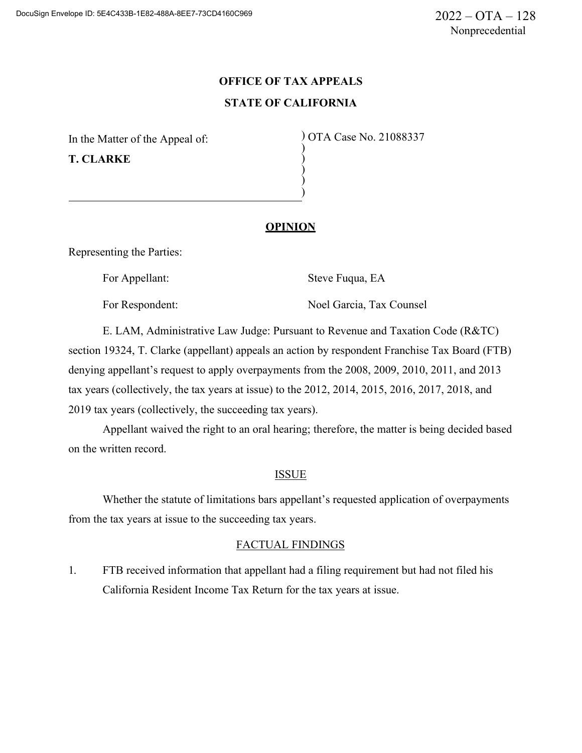2022 – OTA – 128
Nonprecedential

**OFFICE OF TAX APPEALS**

**STATE OF CALIFORNIA**

In the Matter of the Appeal of:

**T. CLARKE**

OTA Case No. 21088337

**OPINION**

Representing the Parties:

For Appellant: Steve Fuqua, EA

For Respondent: Noel Garcia, Tax Counsel

E. LAM, Administrative Law Judge: Pursuant to Revenue and Taxation Code (R&TC) section 19324, T. Clarke (appellant) appeals an action by respondent Franchise Tax Board (FTB) denying appellant's request to apply overpayments from the 2008, 2009, 2010, 2011, and 2013 tax years (collectively, the tax years at issue) to the 2012, 2014, 2015, 2016, 2017, 2018, and 2019 tax years (collectively, the succeeding tax years).

Appellant waived the right to an oral hearing; therefore, the matter is being decided based on the written record.

ISSUE

Whether the statute of limitations bars appellant's requested application of overpayments from the tax years at issue to the succeeding tax years.

FACTUAL FINDINGS

1. FTB received information that appellant had a filing requirement but had not filed his California Resident Income Tax Return for the tax years at issue.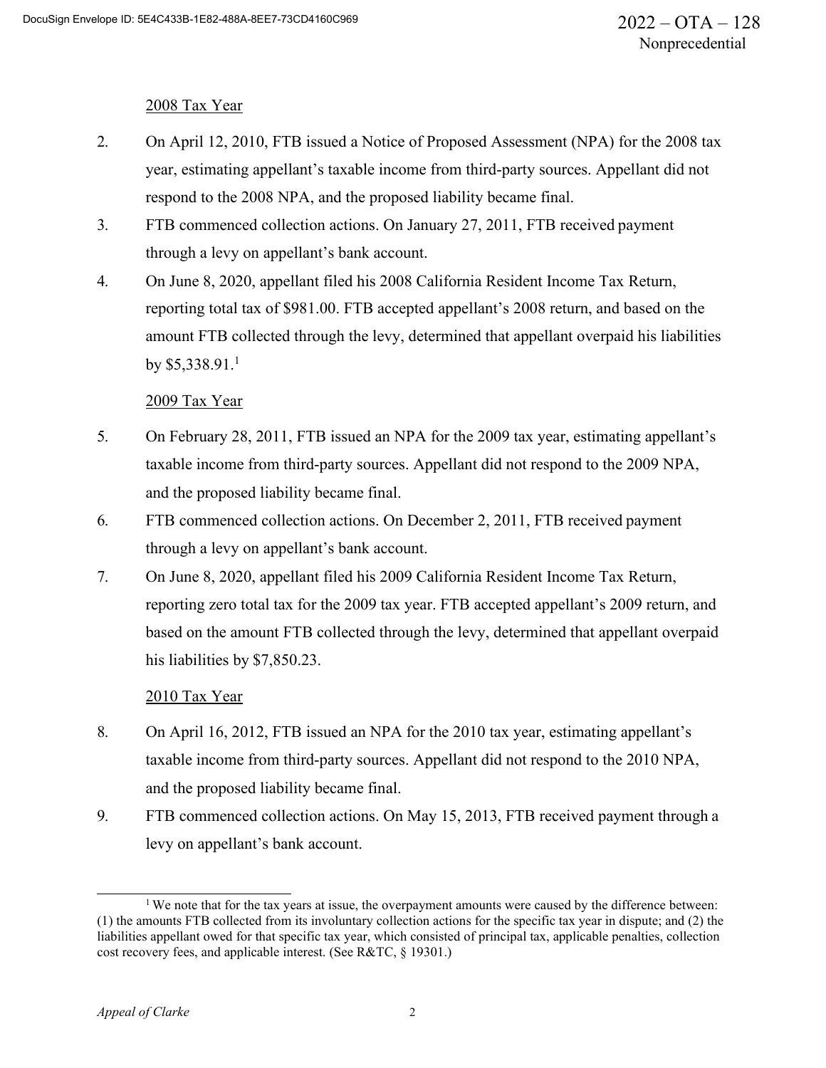<u>2008 Tax Year</u>

2. On April 12, 2010, FTB issued a Notice of Proposed Assessment (NPA) for the 2008 tax year, estimating appellant's taxable income from third-party sources. Appellant did not respond to the 2008 NPA, and the proposed liability became final.
3. FTB commenced collection actions. On January 27, 2011, FTB received payment through a levy on appellant's bank account.
4. On June 8, 2020, appellant filed his 2008 California Resident Income Tax Return, reporting total tax of $981.00. FTB accepted appellant's 2008 return, and based on the amount FTB collected through the levy, determined that appellant overpaid his liabilities by $5,338.91.[1]

<u>2009 Tax Year</u>

5. On February 28, 2011, FTB issued an NPA for the 2009 tax year, estimating appellant's taxable income from third-party sources. Appellant did not respond to the 2009 NPA, and the proposed liability became final.
6. FTB commenced collection actions. On December 2, 2011, FTB received payment through a levy on appellant's bank account.
7. On June 8, 2020, appellant filed his 2009 California Resident Income Tax Return, reporting zero total tax for the 2009 tax year. FTB accepted appellant's 2009 return, and based on the amount FTB collected through the levy, determined that appellant overpaid his liabilities by $7,850.23.

<u>2010 Tax Year</u>

8. On April 16, 2012, FTB issued an NPA for the 2010 tax year, estimating appellant's taxable income from third-party sources. Appellant did not respond to the 2010 NPA, and the proposed liability became final.
9. FTB commenced collection actions. On May 15, 2013, FTB received payment through a levy on appellant's bank account.

---

[1] We note that for the tax years at issue, the overpayment amounts were caused by the difference between: (1) the amounts FTB collected from its involuntary collection actions for the specific tax year in dispute; and (2) the liabilities appellant owed for that specific tax year, which consisted of principal tax, applicable penalties, collection cost recovery fees, and applicable interest. (See R&TC, § 19301.)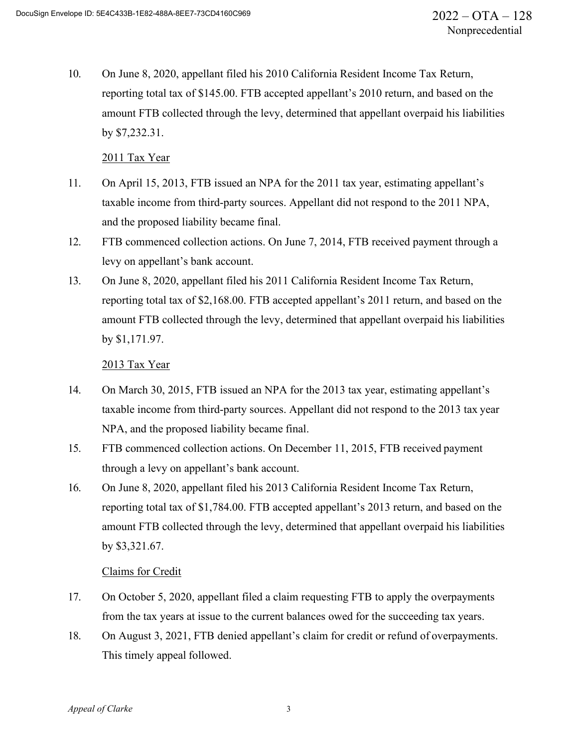10. On June 8, 2020, appellant filed his 2010 California Resident Income Tax Return, reporting total tax of $145.00. FTB accepted appellant's 2010 return, and based on the amount FTB collected through the levy, determined that appellant overpaid his liabilities by $7,232.31.

<u>2011 Tax Year</u>

11. On April 15, 2013, FTB issued an NPA for the 2011 tax year, estimating appellant's taxable income from third-party sources. Appellant did not respond to the 2011 NPA, and the proposed liability became final.
12. FTB commenced collection actions. On June 7, 2014, FTB received payment through a levy on appellant's bank account.
13. On June 8, 2020, appellant filed his 2011 California Resident Income Tax Return, reporting total tax of $2,168.00. FTB accepted appellant's 2011 return, and based on the amount FTB collected through the levy, determined that appellant overpaid his liabilities by $1,171.97.

<u>2013 Tax Year</u>

14. On March 30, 2015, FTB issued an NPA for the 2013 tax year, estimating appellant's taxable income from third-party sources. Appellant did not respond to the 2013 tax year NPA, and the proposed liability became final.
15. FTB commenced collection actions. On December 11, 2015, FTB received payment through a levy on appellant's bank account.
16. On June 8, 2020, appellant filed his 2013 California Resident Income Tax Return, reporting total tax of $1,784.00. FTB accepted appellant's 2013 return, and based on the amount FTB collected through the levy, determined that appellant overpaid his liabilities by $3,321.67.

<u>Claims for Credit</u>

17. On October 5, 2020, appellant filed a claim requesting FTB to apply the overpayments from the tax years at issue to the current balances owed for the succeeding tax years.
18. On August 3, 2021, FTB denied appellant's claim for credit or refund of overpayments. This timely appeal followed.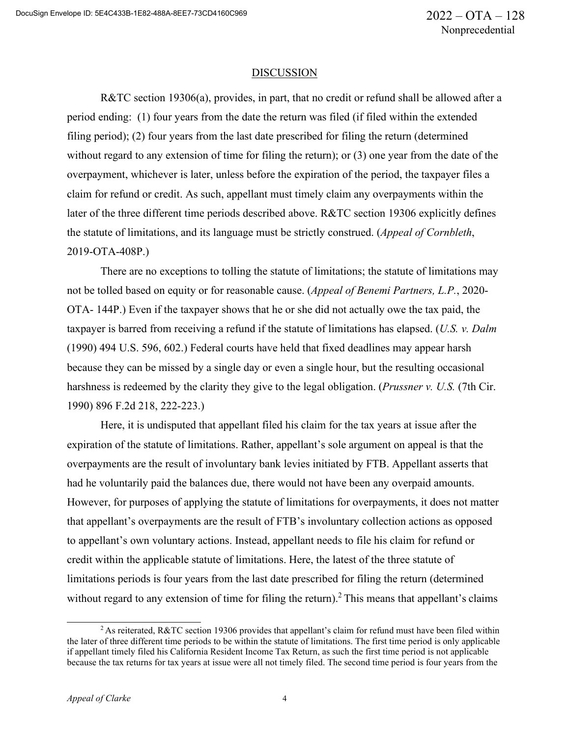## DISCUSSION

R&TC section 19306(a), provides, in part, that no credit or refund shall be allowed after a period ending: (1) four years from the date the return was filed (if filed within the extended filing period); (2) four years from the last date prescribed for filing the return (determined without regard to any extension of time for filing the return); or (3) one year from the date of the overpayment, whichever is later, unless before the expiration of the period, the taxpayer files a claim for refund or credit. As such, appellant must timely claim any overpayments within the later of the three different time periods described above. R&TC section 19306 explicitly defines the statute of limitations, and its language must be strictly construed. (*Appeal of Cornbleth*, 2019-OTA-408P.)

There are no exceptions to tolling the statute of limitations; the statute of limitations may not be tolled based on equity or for reasonable cause. (*Appeal of Benemi Partners, L.P.*, 2020-OTA- 144P.) Even if the taxpayer shows that he or she did not actually owe the tax paid, the taxpayer is barred from receiving a refund if the statute of limitations has elapsed. (*U.S. v. Dalm* (1990) 494 U.S. 596, 602.) Federal courts have held that fixed deadlines may appear harsh because they can be missed by a single day or even a single hour, but the resulting occasional harshness is redeemed by the clarity they give to the legal obligation. (*Prussner v. U.S.* (7th Cir. 1990) 896 F.2d 218, 222-223.)

Here, it is undisputed that appellant filed his claim for the tax years at issue after the expiration of the statute of limitations. Rather, appellant's sole argument on appeal is that the overpayments are the result of involuntary bank levies initiated by FTB. Appellant asserts that had he voluntarily paid the balances due, there would not have been any overpaid amounts. However, for purposes of applying the statute of limitations for overpayments, it does not matter that appellant's overpayments are the result of FTB's involuntary collection actions as opposed to appellant's own voluntary actions. Instead, appellant needs to file his claim for refund or credit within the applicable statute of limitations. Here, the latest of the three statute of limitations periods is four years from the last date prescribed for filing the return (determined without regard to any extension of time for filing the return).[2] This means that appellant's claims

---

[2] As reiterated, R&TC section 19306 provides that appellant's claim for refund must have been filed within the later of three different time periods to be within the statute of limitations. The first time period is only applicable if appellant timely filed his California Resident Income Tax Return, as such the first time period is not applicable because the tax returns for tax years at issue were all not timely filed. The second time period is four years from the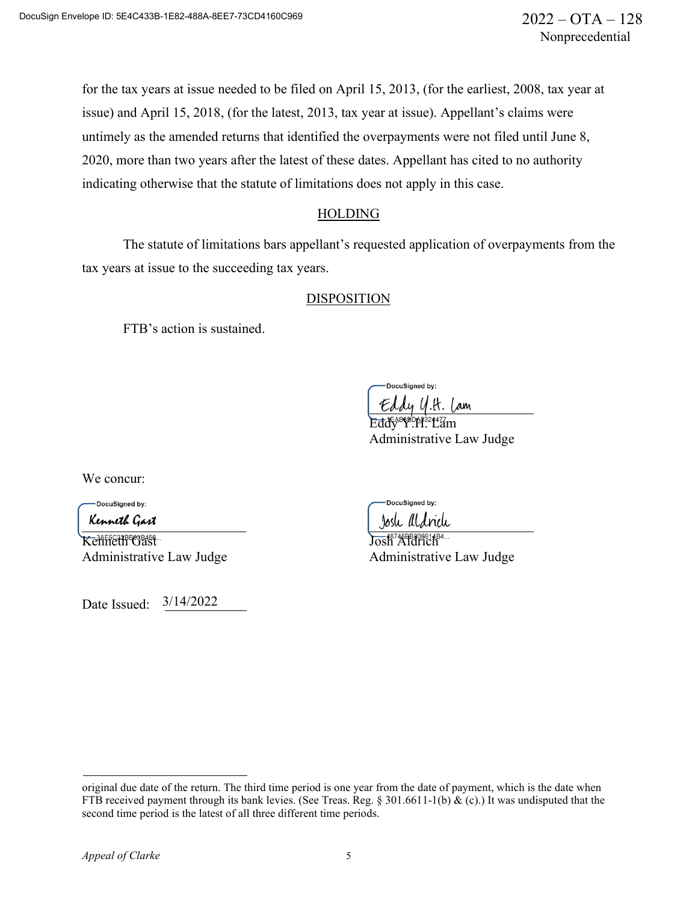for the tax years at issue needed to be filed on April 15, 2013, (for the earliest, 2008, tax year at issue) and April 15, 2018, (for the latest, 2013, tax year at issue). Appellant's claims were untimely as the amended returns that identified the overpayments were not filed until June 8, 2020, more than two years after the latest of these dates. Appellant has cited to no authority indicating otherwise that the statute of limitations does not apply in this case.

## HOLDING

The statute of limitations bars appellant's requested application of overpayments from the tax years at issue to the succeeding tax years.

## DISPOSITION

FTB's action is sustained.

DocuSigned by:
Eddy Y.H. Lam
Eddy Y.H. Lam
Administrative Law Judge

We concur:

DocuSigned by:
Kenneth Gast
Kenneth Gast
Administrative Law Judge

DocuSigned by:
Josh Aldrich
Josh Aldrich
Administrative Law Judge

Date Issued: 3/14/2022

---

original due date of the return. The third time period is one year from the date of payment, which is the date when FTB received payment through its bank levies. (See Treas. Reg. § 301.6611-1(b) & (c).) It was undisputed that the second time period is the latest of all three different time periods.